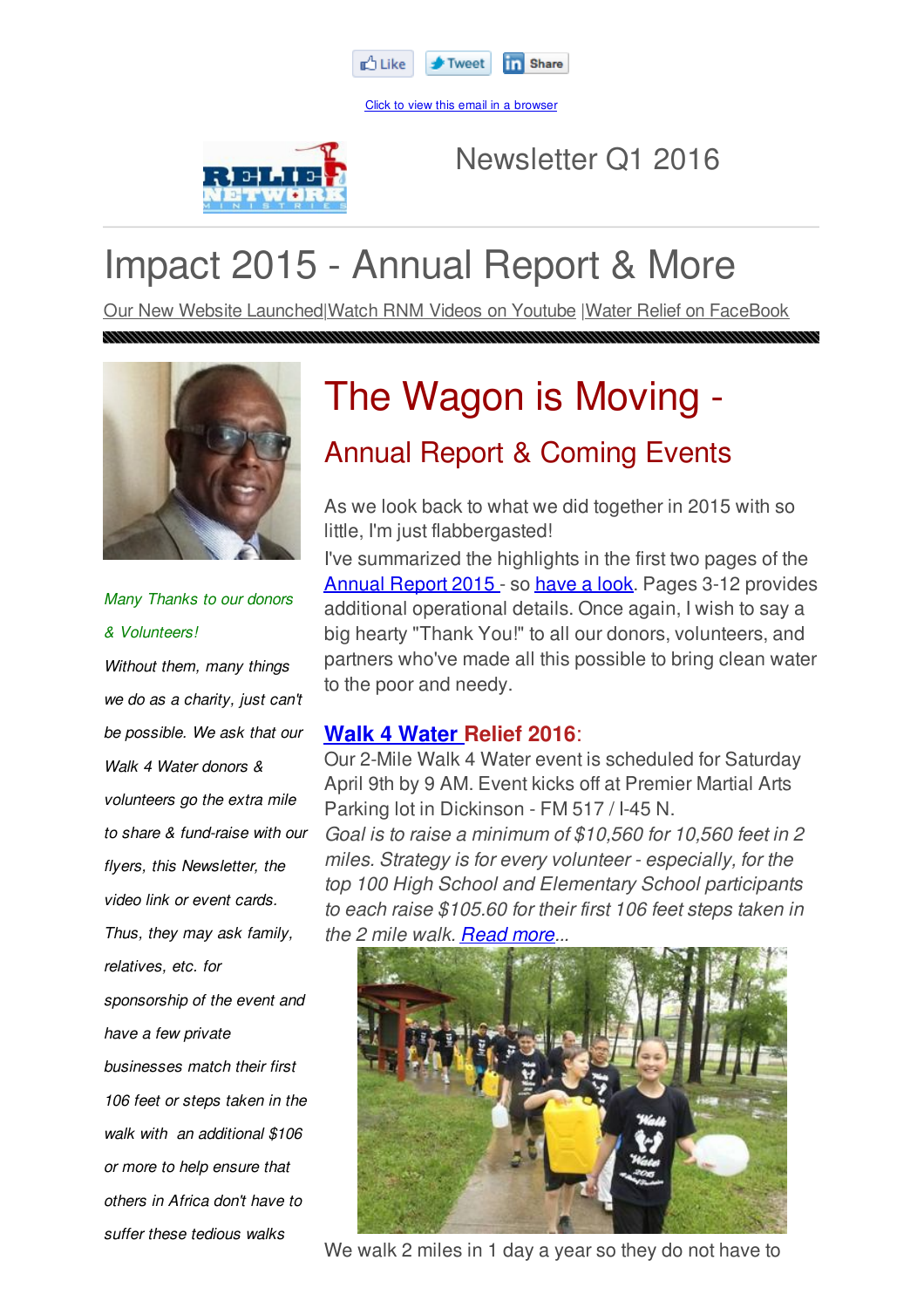Like Tweet Share

Click to view this email in a browser

Newsletter Q1 2016

# Impact 2015 - Annual Report & More

Our New Website Launched|Watch RNM Videos on Youtube |Water Relief on FaceBook

# The Wagon is Moving -

## Annual Report & Coming Events

As we look back to what we did together in 2015 with so little, I'm just flabbergasted!

I've summarized the highlights in the first two pages of the Annual Report 2015 - so have a look. Pages 3-12 provides additional operational details. Once again, I wish to say a big hearty "Thank You!" to all our donors, volunteers, and partners who've made all this possible to bring clean water to the poor and needy.

### Walk 4 Water Relief 2016:

Our 2-Mile Walk 4 Water event is scheduled for Saturday April 9th by 9 AM. Event kicks off at Premier Martial Arts Parking lot in Dickinson - FM 517 / I-45 N.

*Goal is to raise a minimum of $10,560 for 10,560 feet in 2 miles. Strategy is for every volunteer - especially, for the top 100 High School and Elementary School participants to each raise $105.60 for their first 106 feet steps taken in the 2 mile walk.* Read more...

We walk 2 miles in 1 day a year so they do not have to

*Many Thanks to our donors & Volunteers!*

*Without them, many things we do as a charity, just can't be possible. We ask that our Walk 4 Water donors & volunteers go the extra mile to share & fund-raise with our flyers, this Newsletter, the video link or event cards. Thus, they may ask family, relatives, etc. for sponsorship of the event and have a few private businesses match their first 106 feet or steps taken in the walk with an additional $106 or more to help ensure that others in Africa don't have to suffer these tedious walks*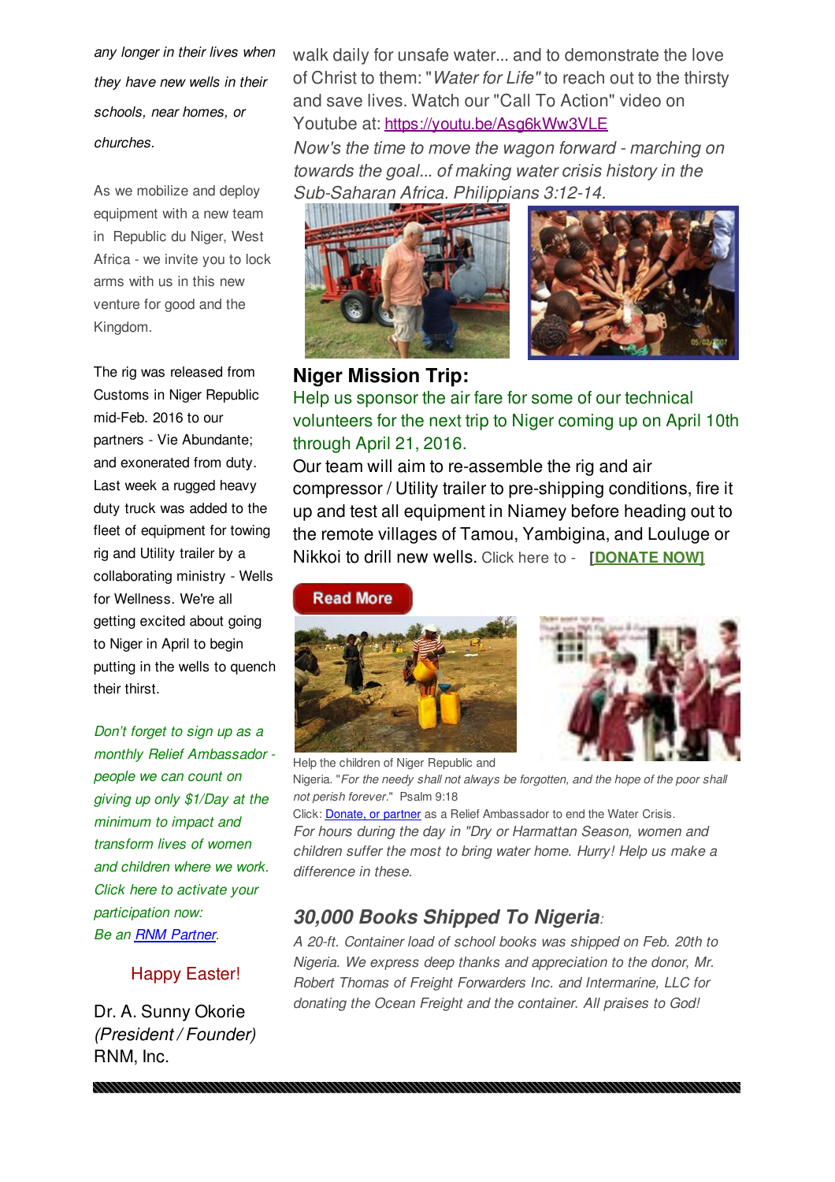*any longer in their lives when they have new wells in their schools, near homes, or churches.*

As we mobilize and deploy equipment with a new team in Republic du Niger, West Africa - we invite you to lock arms with us in this new venture for good and the Kingdom.

The rig was released from Customs in Niger Republic mid-Feb. 2016 to our partners - Vie Abundante; and exonerated from duty. Last week a rugged heavy duty truck was added to the fleet of equipment for towing rig and Utility trailer by a collaborating ministry - Wells for Wellness. We're all getting excited about going to Niger in April to begin putting in the wells to quench their thirst.

*Don't forget to sign up as a monthly Relief Ambassador - people we can count on giving up only $1/Day at the minimum to impact and transform lives of women and children where we work. Click here to activate your participation now:*
*Be an [RNM Partner](RNM Partner).*

Happy Easter!

Dr. A. Sunny Okorie
*(President / Founder)*
RNM, Inc.

walk daily for unsafe water... and to demonstrate the love of Christ to them: "*Water for Life*" to reach out to the thirsty and save lives. Watch our "Call To Action" video on Youtube at: https://youtu.be/Asg6kWw3VLE

*Now's the time to move the wagon forward - marching on towards the goal... of making water crisis history in the Sub-Saharan Africa. Philippians 3:12-14.*

## Niger Mission Trip:

Help us sponsor the air fare for some of our technical volunteers for the next trip to Niger coming up on April 10th through April 21, 2016.

Our team will aim to re-assemble the rig and air compressor / Utility trailer to pre-shipping conditions, fire it up and test all equipment in Niamey before heading out to the remote villages of Tamou, Yambigina, and Louluge or Nikkoi to drill new wells. Click here to - **[DONATE NOW]**

Read More

Help the children of Niger Republic and Nigeria. "*For the needy shall not always be forgotten, and the hope of the poor shall not perish forever.*" Psalm 9:18

Click: Donate, or partner as a Relief Ambassador to end the Water Crisis.

*For hours during the day in "Dry or Harmattan Season, women and children suffer the most to bring water home. Hurry! Help us make a difference in these.*

## *30,000 Books Shipped To Nigeria*:

*A 20-ft. Container load of school books was shipped on Feb. 20th to Nigeria. We express deep thanks and appreciation to the donor, Mr. Robert Thomas of Freight Forwarders Inc. and Intermarine, LLC for donating the Ocean Freight and the container. All praises to God!*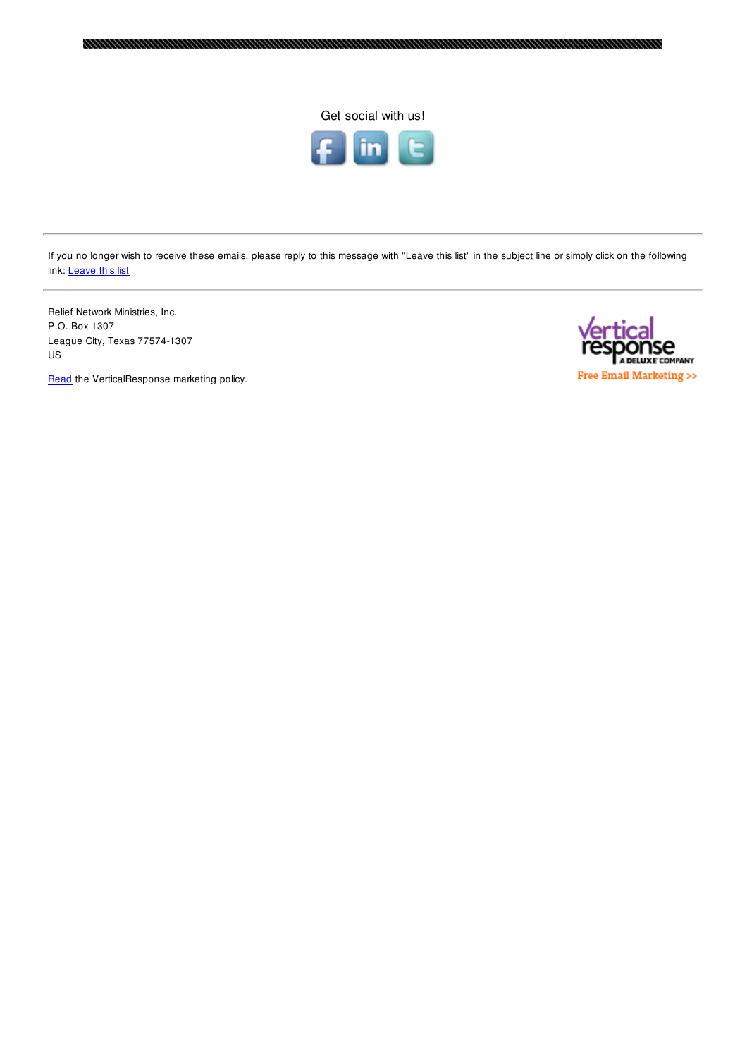Get social with us!

---

If you no longer wish to receive these emails, please reply to this message with "Leave this list" in the subject line or simply click on the following link: Leave this list

---

Relief Network Ministries, Inc.
P.O. Box 1307
League City, Texas 77574-1307
US

Read the VerticalResponse marketing policy.

Vertical response A DELUXE COMPANY
Free Email Marketing >>